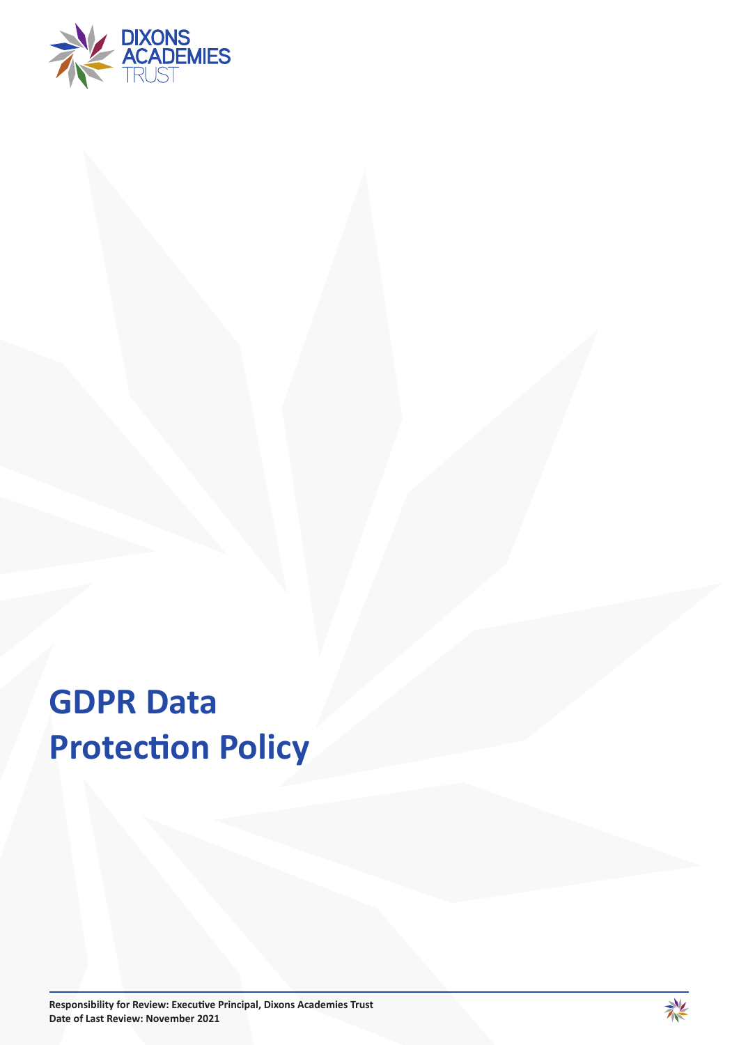# GDPR Data Protection Policy

**Responsibility for Review: Executive Principal, Dixons Academies Trust**
**Date of Last Review: November 2021**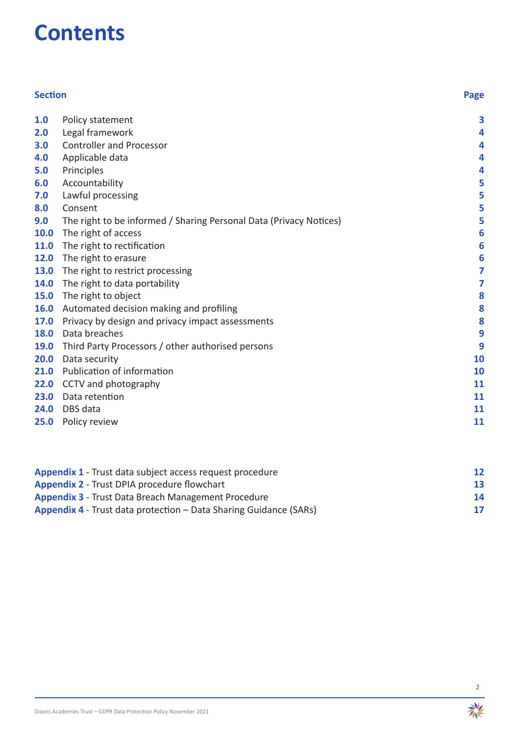# Contents

| Section | | Page |
|---|---|---|
| **1.0** | Policy statement | **3** |
| **2.0** | Legal framework | **4** |
| **3.0** | Controller and Processor | **4** |
| **4.0** | Applicable data | **4** |
| **5.0** | Principles | **4** |
| **6.0** | Accountability | **5** |
| **7.0** | Lawful processing | **5** |
| **8.0** | Consent | **5** |
| **9.0** | The right to be informed / Sharing Personal Data (Privacy Notices) | **5** |
| **10.0** | The right of access | **6** |
| **11.0** | The right to rectification | **6** |
| **12.0** | The right to erasure | **6** |
| **13.0** | The right to restrict processing | **7** |
| **14.0** | The right to data portability | **7** |
| **15.0** | The right to object | **8** |
| **16.0** | Automated decision making and profiling | **8** |
| **17.0** | Privacy by design and privacy impact assessments | **8** |
| **18.0** | Data breaches | **9** |
| **19.0** | Third Party Processors / other authorised persons | **9** |
| **20.0** | Data security | **10** |
| **21.0** | Publication of information | **10** |
| **22.0** | CCTV and photography | **11** |
| **23.0** | Data retention | **11** |
| **24.0** | DBS data | **11** |
| **25.0** | Policy review | **11** |

| | |
|---|---|
| **Appendix 1** - Trust data subject access request procedure | **12** |
| **Appendix 2** - Trust DPIA procedure flowchart | **13** |
| **Appendix 3** - Trust Data Breach Management Procedure | **14** |
| **Appendix 4** - Trust data protection – Data Sharing Guidance (SARs) | **17** |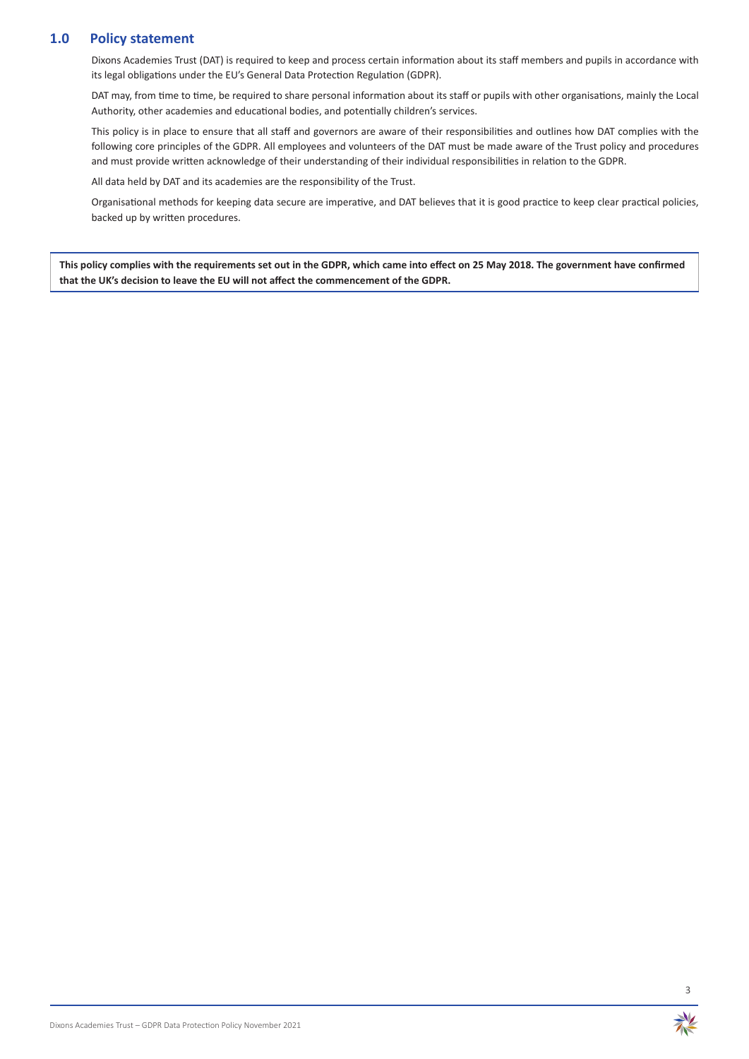## 1.0 Policy statement

Dixons Academies Trust (DAT) is required to keep and process certain information about its staff members and pupils in accordance with its legal obligations under the EU's General Data Protection Regulation (GDPR).

DAT may, from time to time, be required to share personal information about its staff or pupils with other organisations, mainly the Local Authority, other academies and educational bodies, and potentially children's services.

This policy is in place to ensure that all staff and governors are aware of their responsibilities and outlines how DAT complies with the following core principles of the GDPR. All employees and volunteers of the DAT must be made aware of the Trust policy and procedures and must provide written acknowledge of their understanding of their individual responsibilities in relation to the GDPR.

All data held by DAT and its academies are the responsibility of the Trust.

Organisational methods for keeping data secure are imperative, and DAT believes that it is good practice to keep clear practical policies, backed up by written procedures.

**This policy complies with the requirements set out in the GDPR, which came into effect on 25 May 2018. The government have confirmed that the UK's decision to leave the EU will not affect the commencement of the GDPR.**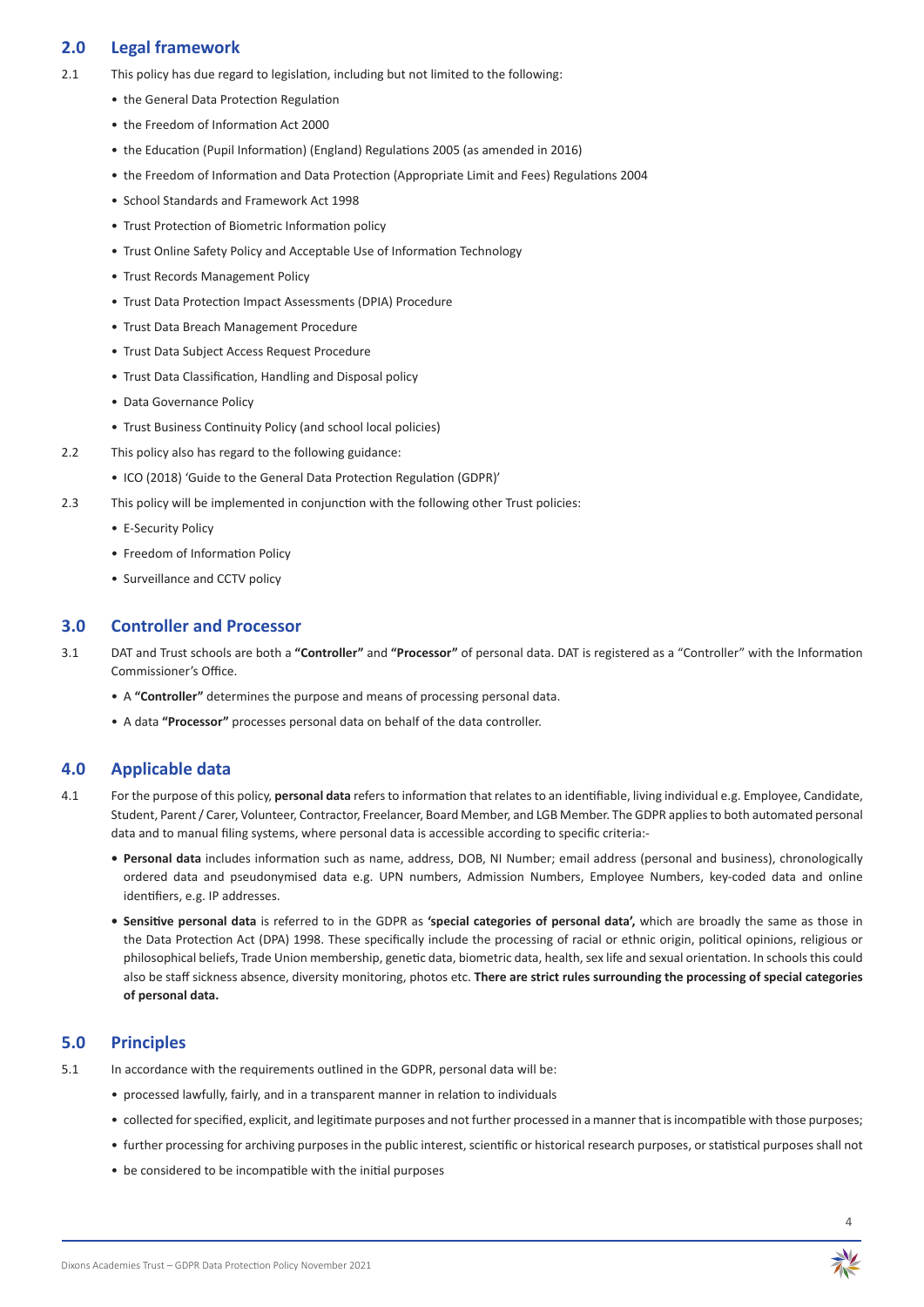## 2.0 Legal framework

2.1 This policy has due regard to legislation, including but not limited to the following:

- the General Data Protection Regulation
- the Freedom of Information Act 2000
- the Education (Pupil Information) (England) Regulations 2005 (as amended in 2016)
- the Freedom of Information and Data Protection (Appropriate Limit and Fees) Regulations 2004
- School Standards and Framework Act 1998
- Trust Protection of Biometric Information policy
- Trust Online Safety Policy and Acceptable Use of Information Technology
- Trust Records Management Policy
- Trust Data Protection Impact Assessments (DPIA) Procedure
- Trust Data Breach Management Procedure
- Trust Data Subject Access Request Procedure
- Trust Data Classification, Handling and Disposal policy
- Data Governance Policy
- Trust Business Continuity Policy (and school local policies)

2.2 This policy also has regard to the following guidance:

- ICO (2018) 'Guide to the General Data Protection Regulation (GDPR)'

2.3 This policy will be implemented in conjunction with the following other Trust policies:

- E-Security Policy
- Freedom of Information Policy
- Surveillance and CCTV policy

## 3.0 Controller and Processor

3.1 DAT and Trust schools are both a **"Controller"** and **"Processor"** of personal data. DAT is registered as a "Controller" with the Information Commissioner's Office.

- A **"Controller"** determines the purpose and means of processing personal data.
- A data **"Processor"** processes personal data on behalf of the data controller.

## 4.0 Applicable data

4.1 For the purpose of this policy, **personal data** refers to information that relates to an identifiable, living individual e.g. Employee, Candidate, Student, Parent / Carer, Volunteer, Contractor, Freelancer, Board Member, and LGB Member. The GDPR applies to both automated personal data and to manual filing systems, where personal data is accessible according to specific criteria:-

- **Personal data** includes information such as name, address, DOB, NI Number; email address (personal and business), chronologically ordered data and pseudonymised data e.g. UPN numbers, Admission Numbers, Employee Numbers, key-coded data and online identifiers, e.g. IP addresses.
- **Sensitive personal data** is referred to in the GDPR as **'special categories of personal data',** which are broadly the same as those in the Data Protection Act (DPA) 1998. These specifically include the processing of racial or ethnic origin, political opinions, religious or philosophical beliefs, Trade Union membership, genetic data, biometric data, health, sex life and sexual orientation. In schools this could also be staff sickness absence, diversity monitoring, photos etc. **There are strict rules surrounding the processing of special categories of personal data.**

## 5.0 Principles

5.1 In accordance with the requirements outlined in the GDPR, personal data will be:

- processed lawfully, fairly, and in a transparent manner in relation to individuals
- collected for specified, explicit, and legitimate purposes and not further processed in a manner that is incompatible with those purposes;
- further processing for archiving purposes in the public interest, scientific or historical research purposes, or statistical purposes shall not
- be considered to be incompatible with the initial purposes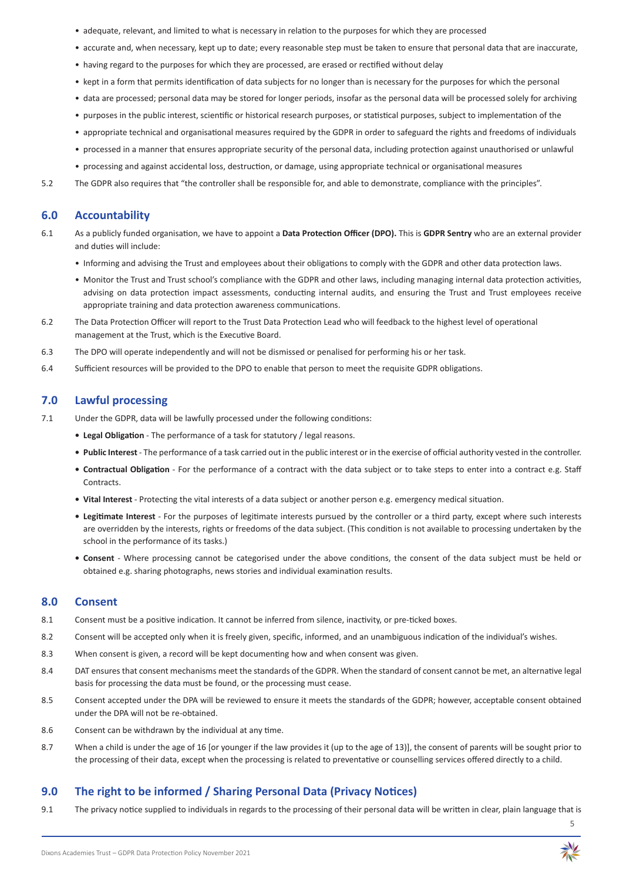- adequate, relevant, and limited to what is necessary in relation to the purposes for which they are processed
- accurate and, when necessary, kept up to date; every reasonable step must be taken to ensure that personal data that are inaccurate,
- having regard to the purposes for which they are processed, are erased or rectified without delay
- kept in a form that permits identification of data subjects for no longer than is necessary for the purposes for which the personal
- data are processed; personal data may be stored for longer periods, insofar as the personal data will be processed solely for archiving
- purposes in the public interest, scientific or historical research purposes, or statistical purposes, subject to implementation of the
- appropriate technical and organisational measures required by the GDPR in order to safeguard the rights and freedoms of individuals
- processed in a manner that ensures appropriate security of the personal data, including protection against unauthorised or unlawful
- processing and against accidental loss, destruction, or damage, using appropriate technical or organisational measures

5.2 The GDPR also requires that "the controller shall be responsible for, and able to demonstrate, compliance with the principles".

## 6.0 Accountability

6.1 As a publicly funded organisation, we have to appoint a **Data Protection Officer (DPO).** This is **GDPR Sentry** who are an external provider and duties will include:

- Informing and advising the Trust and employees about their obligations to comply with the GDPR and other data protection laws.
- Monitor the Trust and Trust school's compliance with the GDPR and other laws, including managing internal data protection activities, advising on data protection impact assessments, conducting internal audits, and ensuring the Trust and Trust employees receive appropriate training and data protection awareness communications.

6.2 The Data Protection Officer will report to the Trust Data Protection Lead who will feedback to the highest level of operational management at the Trust, which is the Executive Board.

6.3 The DPO will operate independently and will not be dismissed or penalised for performing his or her task.

6.4 Sufficient resources will be provided to the DPO to enable that person to meet the requisite GDPR obligations.

## 7.0 Lawful processing

7.1 Under the GDPR, data will be lawfully processed under the following conditions:

- **Legal Obligation** - The performance of a task for statutory / legal reasons.
- **Public Interest** - The performance of a task carried out in the public interest or in the exercise of official authority vested in the controller.
- **Contractual Obligation** - For the performance of a contract with the data subject or to take steps to enter into a contract e.g. Staff Contracts.
- **Vital Interest** - Protecting the vital interests of a data subject or another person e.g. emergency medical situation.
- **Legitimate Interest** - For the purposes of legitimate interests pursued by the controller or a third party, except where such interests are overridden by the interests, rights or freedoms of the data subject. (This condition is not available to processing undertaken by the school in the performance of its tasks.)
- **Consent** - Where processing cannot be categorised under the above conditions, the consent of the data subject must be held or obtained e.g. sharing photographs, news stories and individual examination results.

## 8.0 Consent

8.1 Consent must be a positive indication. It cannot be inferred from silence, inactivity, or pre-ticked boxes.

8.2 Consent will be accepted only when it is freely given, specific, informed, and an unambiguous indication of the individual's wishes.

8.3 When consent is given, a record will be kept documenting how and when consent was given.

8.4 DAT ensures that consent mechanisms meet the standards of the GDPR. When the standard of consent cannot be met, an alternative legal basis for processing the data must be found, or the processing must cease.

8.5 Consent accepted under the DPA will be reviewed to ensure it meets the standards of the GDPR; however, acceptable consent obtained under the DPA will not be re-obtained.

8.6 Consent can be withdrawn by the individual at any time.

8.7 When a child is under the age of 16 [or younger if the law provides it (up to the age of 13)], the consent of parents will be sought prior to the processing of their data, except when the processing is related to preventative or counselling services offered directly to a child.

## 9.0 The right to be informed / Sharing Personal Data (Privacy Notices)

9.1 The privacy notice supplied to individuals in regards to the processing of their personal data will be written in clear, plain language that is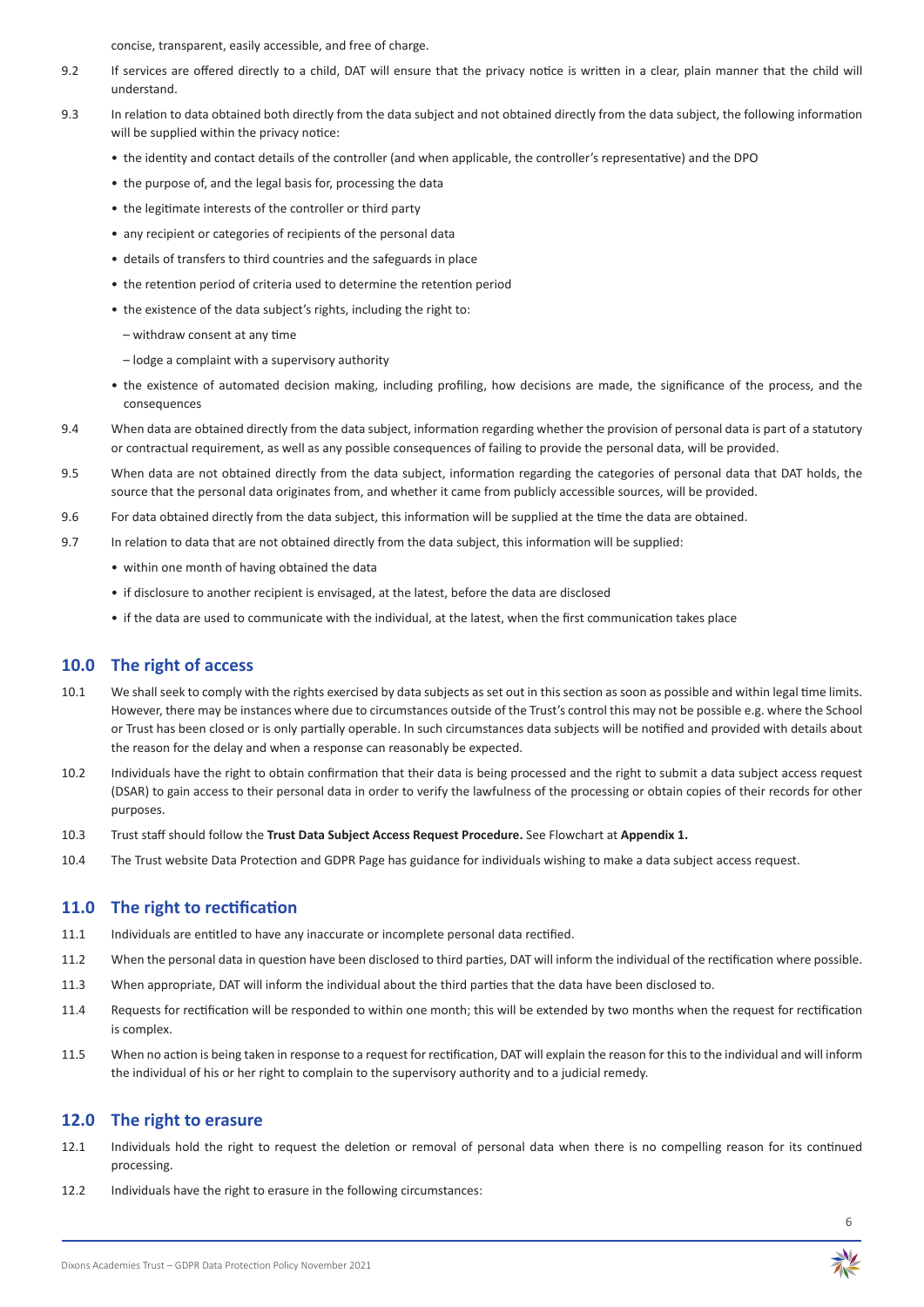concise, transparent, easily accessible, and free of charge.

9.2 If services are offered directly to a child, DAT will ensure that the privacy notice is written in a clear, plain manner that the child will understand.

9.3 In relation to data obtained both directly from the data subject and not obtained directly from the data subject, the following information will be supplied within the privacy notice:

- the identity and contact details of the controller (and when applicable, the controller's representative) and the DPO
- the purpose of, and the legal basis for, processing the data
- the legitimate interests of the controller or third party
- any recipient or categories of recipients of the personal data
- details of transfers to third countries and the safeguards in place
- the retention period of criteria used to determine the retention period
- the existence of the data subject's rights, including the right to:
  - withdraw consent at any time
  - lodge a complaint with a supervisory authority
- the existence of automated decision making, including profiling, how decisions are made, the significance of the process, and the consequences

9.4 When data are obtained directly from the data subject, information regarding whether the provision of personal data is part of a statutory or contractual requirement, as well as any possible consequences of failing to provide the personal data, will be provided.

9.5 When data are not obtained directly from the data subject, information regarding the categories of personal data that DAT holds, the source that the personal data originates from, and whether it came from publicly accessible sources, will be provided.

9.6 For data obtained directly from the data subject, this information will be supplied at the time the data are obtained.

9.7 In relation to data that are not obtained directly from the data subject, this information will be supplied:

- within one month of having obtained the data
- if disclosure to another recipient is envisaged, at the latest, before the data are disclosed
- if the data are used to communicate with the individual, at the latest, when the first communication takes place

## 10.0 The right of access

10.1 We shall seek to comply with the rights exercised by data subjects as set out in this section as soon as possible and within legal time limits. However, there may be instances where due to circumstances outside of the Trust's control this may not be possible e.g. where the School or Trust has been closed or is only partially operable. In such circumstances data subjects will be notified and provided with details about the reason for the delay and when a response can reasonably be expected.

10.2 Individuals have the right to obtain confirmation that their data is being processed and the right to submit a data subject access request (DSAR) to gain access to their personal data in order to verify the lawfulness of the processing or obtain copies of their records for other purposes.

10.3 Trust staff should follow the **Trust Data Subject Access Request Procedure.** See Flowchart at **Appendix 1.**

10.4 The Trust website Data Protection and GDPR Page has guidance for individuals wishing to make a data subject access request.

## 11.0 The right to rectification

11.1 Individuals are entitled to have any inaccurate or incomplete personal data rectified.

11.2 When the personal data in question have been disclosed to third parties, DAT will inform the individual of the rectification where possible.

11.3 When appropriate, DAT will inform the individual about the third parties that the data have been disclosed to.

11.4 Requests for rectification will be responded to within one month; this will be extended by two months when the request for rectification is complex.

11.5 When no action is being taken in response to a request for rectification, DAT will explain the reason for this to the individual and will inform the individual of his or her right to complain to the supervisory authority and to a judicial remedy.

## 12.0 The right to erasure

12.1 Individuals hold the right to request the deletion or removal of personal data when there is no compelling reason for its continued processing.

12.2 Individuals have the right to erasure in the following circumstances: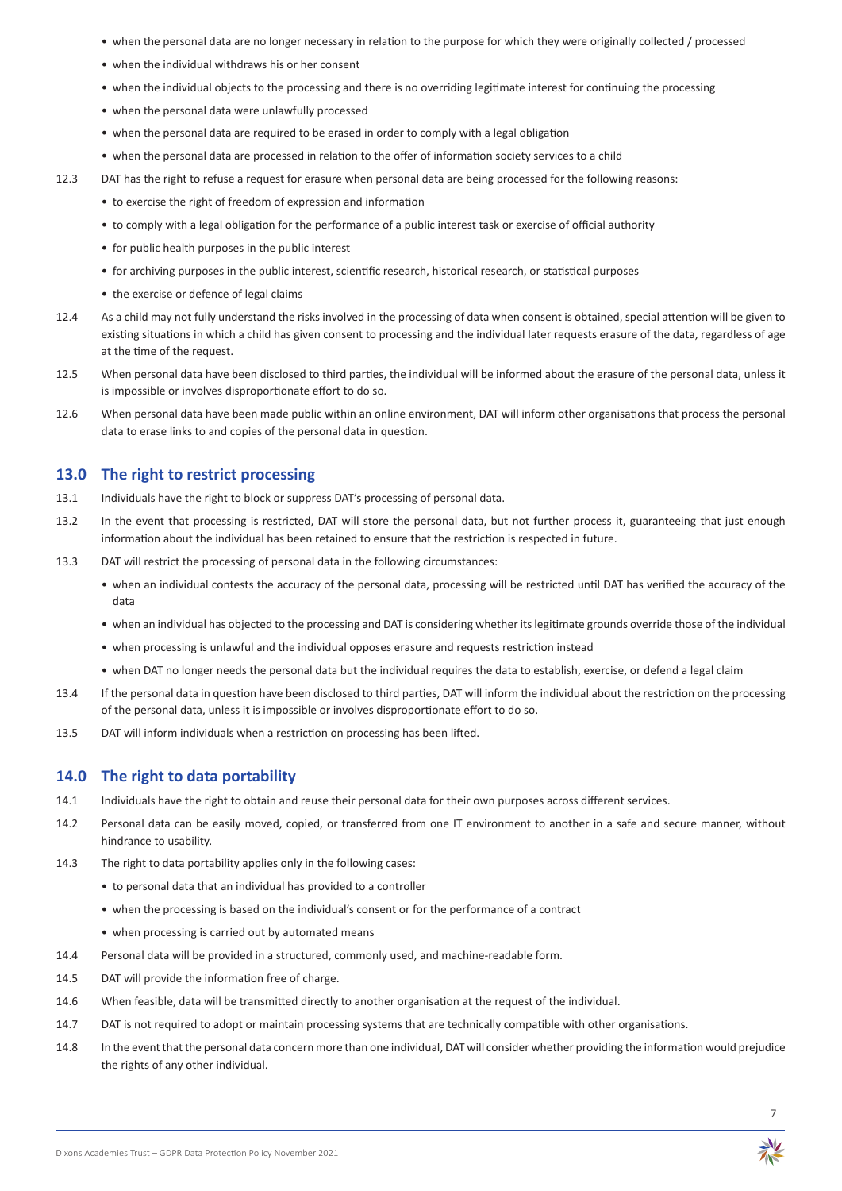- when the personal data are no longer necessary in relation to the purpose for which they were originally collected / processed
- when the individual withdraws his or her consent
- when the individual objects to the processing and there is no overriding legitimate interest for continuing the processing
- when the personal data were unlawfully processed
- when the personal data are required to be erased in order to comply with a legal obligation
- when the personal data are processed in relation to the offer of information society services to a child

12.3 DAT has the right to refuse a request for erasure when personal data are being processed for the following reasons:

- to exercise the right of freedom of expression and information
- to comply with a legal obligation for the performance of a public interest task or exercise of official authority
- for public health purposes in the public interest
- for archiving purposes in the public interest, scientific research, historical research, or statistical purposes
- the exercise or defence of legal claims

12.4 As a child may not fully understand the risks involved in the processing of data when consent is obtained, special attention will be given to existing situations in which a child has given consent to processing and the individual later requests erasure of the data, regardless of age at the time of the request.

12.5 When personal data have been disclosed to third parties, the individual will be informed about the erasure of the personal data, unless it is impossible or involves disproportionate effort to do so.

12.6 When personal data have been made public within an online environment, DAT will inform other organisations that process the personal data to erase links to and copies of the personal data in question.

## 13.0 The right to restrict processing

13.1 Individuals have the right to block or suppress DAT's processing of personal data.

13.2 In the event that processing is restricted, DAT will store the personal data, but not further process it, guaranteeing that just enough information about the individual has been retained to ensure that the restriction is respected in future.

13.3 DAT will restrict the processing of personal data in the following circumstances:

- when an individual contests the accuracy of the personal data, processing will be restricted until DAT has verified the accuracy of the data
- when an individual has objected to the processing and DAT is considering whether its legitimate grounds override those of the individual
- when processing is unlawful and the individual opposes erasure and requests restriction instead
- when DAT no longer needs the personal data but the individual requires the data to establish, exercise, or defend a legal claim

13.4 If the personal data in question have been disclosed to third parties, DAT will inform the individual about the restriction on the processing of the personal data, unless it is impossible or involves disproportionate effort to do so.

13.5 DAT will inform individuals when a restriction on processing has been lifted.

## 14.0 The right to data portability

14.1 Individuals have the right to obtain and reuse their personal data for their own purposes across different services.

14.2 Personal data can be easily moved, copied, or transferred from one IT environment to another in a safe and secure manner, without hindrance to usability.

14.3 The right to data portability applies only in the following cases:

- to personal data that an individual has provided to a controller
- when the processing is based on the individual's consent or for the performance of a contract
- when processing is carried out by automated means

14.4 Personal data will be provided in a structured, commonly used, and machine-readable form.

14.5 DAT will provide the information free of charge.

14.6 When feasible, data will be transmitted directly to another organisation at the request of the individual.

14.7 DAT is not required to adopt or maintain processing systems that are technically compatible with other organisations.

14.8 In the event that the personal data concern more than one individual, DAT will consider whether providing the information would prejudice the rights of any other individual.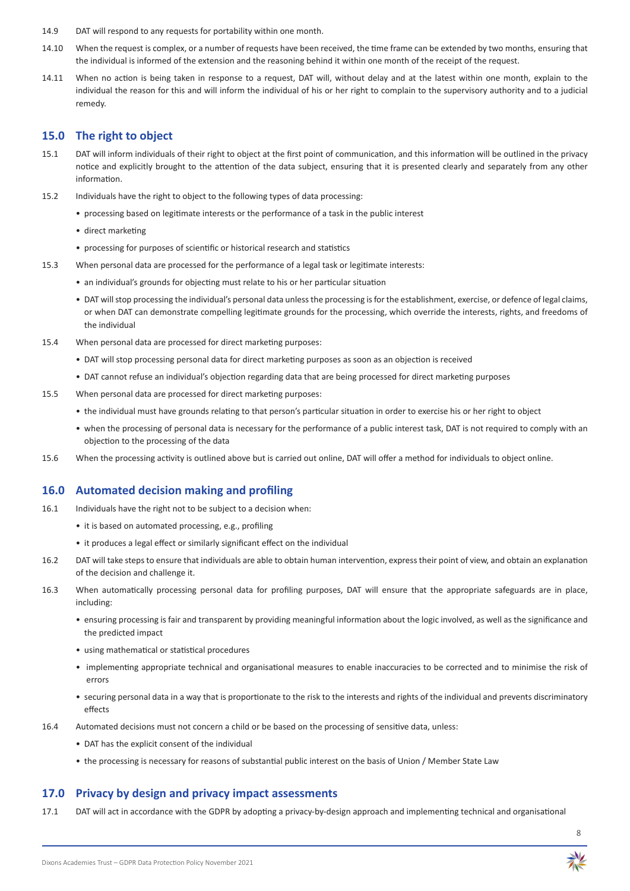14.9 DAT will respond to any requests for portability within one month.

14.10 When the request is complex, or a number of requests have been received, the time frame can be extended by two months, ensuring that the individual is informed of the extension and the reasoning behind it within one month of the receipt of the request.

14.11 When no action is being taken in response to a request, DAT will, without delay and at the latest within one month, explain to the individual the reason for this and will inform the individual of his or her right to complain to the supervisory authority and to a judicial remedy.

## 15.0 The right to object

15.1 DAT will inform individuals of their right to object at the first point of communication, and this information will be outlined in the privacy notice and explicitly brought to the attention of the data subject, ensuring that it is presented clearly and separately from any other information.

15.2 Individuals have the right to object to the following types of data processing:

- processing based on legitimate interests or the performance of a task in the public interest
- direct marketing
- processing for purposes of scientific or historical research and statistics

15.3 When personal data are processed for the performance of a legal task or legitimate interests:

- an individual's grounds for objecting must relate to his or her particular situation
- DAT will stop processing the individual's personal data unless the processing is for the establishment, exercise, or defence of legal claims, or when DAT can demonstrate compelling legitimate grounds for the processing, which override the interests, rights, and freedoms of the individual

15.4 When personal data are processed for direct marketing purposes:

- DAT will stop processing personal data for direct marketing purposes as soon as an objection is received
- DAT cannot refuse an individual's objection regarding data that are being processed for direct marketing purposes

15.5 When personal data are processed for direct marketing purposes:

- the individual must have grounds relating to that person's particular situation in order to exercise his or her right to object
- when the processing of personal data is necessary for the performance of a public interest task, DAT is not required to comply with an objection to the processing of the data

15.6 When the processing activity is outlined above but is carried out online, DAT will offer a method for individuals to object online.

## 16.0 Automated decision making and profiling

16.1 Individuals have the right not to be subject to a decision when:

- it is based on automated processing, e.g., profiling
- it produces a legal effect or similarly significant effect on the individual

16.2 DAT will take steps to ensure that individuals are able to obtain human intervention, express their point of view, and obtain an explanation of the decision and challenge it.

16.3 When automatically processing personal data for profiling purposes, DAT will ensure that the appropriate safeguards are in place, including:

- ensuring processing is fair and transparent by providing meaningful information about the logic involved, as well as the significance and the predicted impact
- using mathematical or statistical procedures
- implementing appropriate technical and organisational measures to enable inaccuracies to be corrected and to minimise the risk of errors
- securing personal data in a way that is proportionate to the risk to the interests and rights of the individual and prevents discriminatory effects

16.4 Automated decisions must not concern a child or be based on the processing of sensitive data, unless:

- DAT has the explicit consent of the individual
- the processing is necessary for reasons of substantial public interest on the basis of Union / Member State Law

## 17.0 Privacy by design and privacy impact assessments

17.1 DAT will act in accordance with the GDPR by adopting a privacy-by-design approach and implementing technical and organisational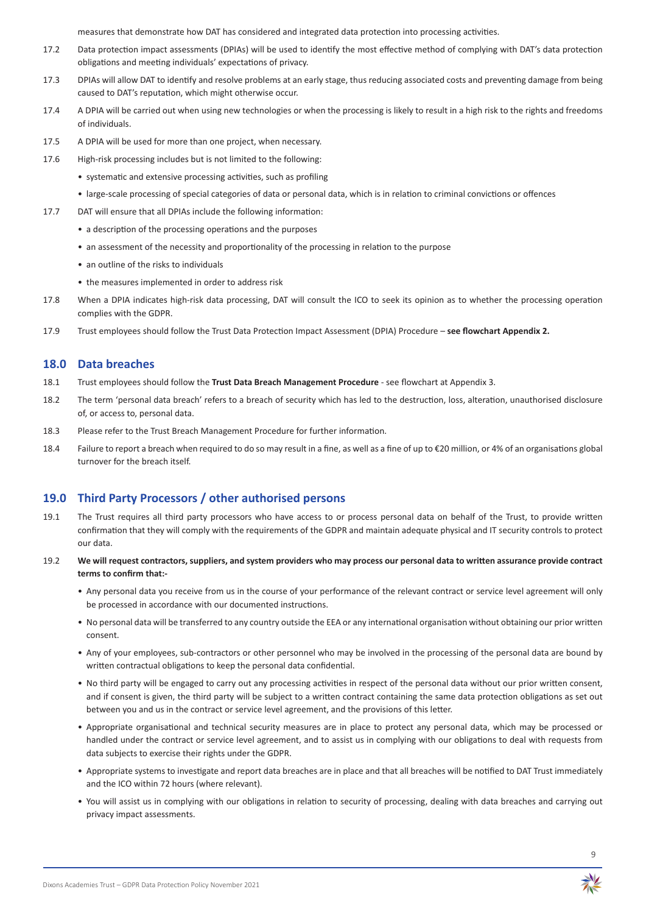measures that demonstrate how DAT has considered and integrated data protection into processing activities.

17.2 Data protection impact assessments (DPIAs) will be used to identify the most effective method of complying with DAT's data protection obligations and meeting individuals' expectations of privacy.

17.3 DPIAs will allow DAT to identify and resolve problems at an early stage, thus reducing associated costs and preventing damage from being caused to DAT's reputation, which might otherwise occur.

17.4 A DPIA will be carried out when using new technologies or when the processing is likely to result in a high risk to the rights and freedoms of individuals.

17.5 A DPIA will be used for more than one project, when necessary.

17.6 High-risk processing includes but is not limited to the following:

- systematic and extensive processing activities, such as profiling
- large-scale processing of special categories of data or personal data, which is in relation to criminal convictions or offences

17.7 DAT will ensure that all DPIAs include the following information:

- a description of the processing operations and the purposes
- an assessment of the necessity and proportionality of the processing in relation to the purpose
- an outline of the risks to individuals
- the measures implemented in order to address risk

17.8 When a DPIA indicates high-risk data processing, DAT will consult the ICO to seek its opinion as to whether the processing operation complies with the GDPR.

17.9 Trust employees should follow the Trust Data Protection Impact Assessment (DPIA) Procedure – **see flowchart Appendix 2.**

## 18.0 Data breaches

18.1 Trust employees should follow the **Trust Data Breach Management Procedure** - see flowchart at Appendix 3.

18.2 The term 'personal data breach' refers to a breach of security which has led to the destruction, loss, alteration, unauthorised disclosure of, or access to, personal data.

18.3 Please refer to the Trust Breach Management Procedure for further information.

18.4 Failure to report a breach when required to do so may result in a fine, as well as a fine of up to €20 million, or 4% of an organisations global turnover for the breach itself.

## 19.0 Third Party Processors / other authorised persons

19.1 The Trust requires all third party processors who have access to or process personal data on behalf of the Trust, to provide written confirmation that they will comply with the requirements of the GDPR and maintain adequate physical and IT security controls to protect our data.

19.2 **We will request contractors, suppliers, and system providers who may process our personal data to written assurance provide contract terms to confirm that:-**

- Any personal data you receive from us in the course of your performance of the relevant contract or service level agreement will only be processed in accordance with our documented instructions.
- No personal data will be transferred to any country outside the EEA or any international organisation without obtaining our prior written consent.
- Any of your employees, sub-contractors or other personnel who may be involved in the processing of the personal data are bound by written contractual obligations to keep the personal data confidential.
- No third party will be engaged to carry out any processing activities in respect of the personal data without our prior written consent, and if consent is given, the third party will be subject to a written contract containing the same data protection obligations as set out between you and us in the contract or service level agreement, and the provisions of this letter.
- Appropriate organisational and technical security measures are in place to protect any personal data, which may be processed or handled under the contract or service level agreement, and to assist us in complying with our obligations to deal with requests from data subjects to exercise their rights under the GDPR.
- Appropriate systems to investigate and report data breaches are in place and that all breaches will be notified to DAT Trust immediately and the ICO within 72 hours (where relevant).
- You will assist us in complying with our obligations in relation to security of processing, dealing with data breaches and carrying out privacy impact assessments.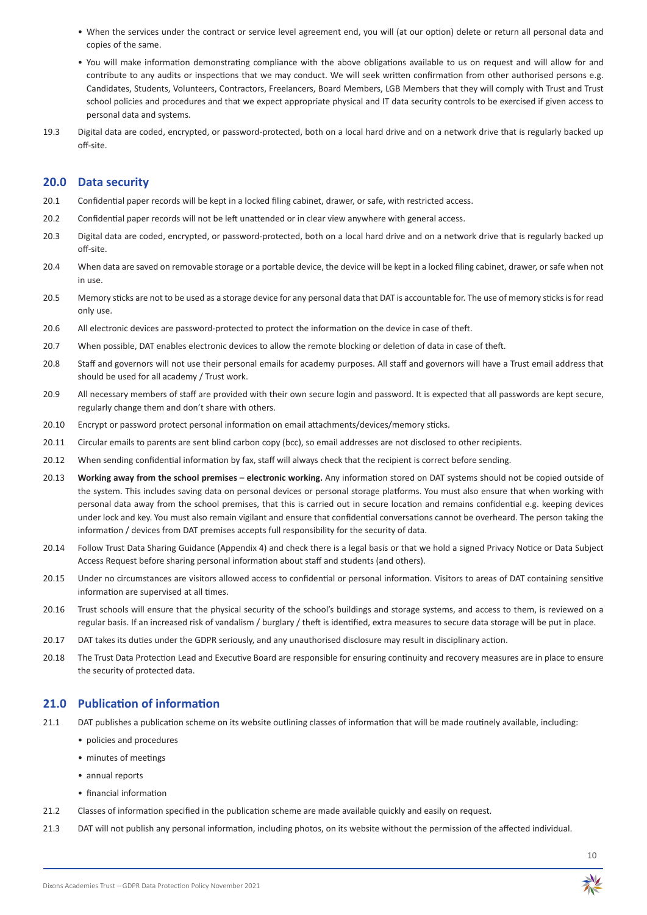- When the services under the contract or service level agreement end, you will (at our option) delete or return all personal data and copies of the same.
- You will make information demonstrating compliance with the above obligations available to us on request and will allow for and contribute to any audits or inspections that we may conduct. We will seek written confirmation from other authorised persons e.g. Candidates, Students, Volunteers, Contractors, Freelancers, Board Members, LGB Members that they will comply with Trust and Trust school policies and procedures and that we expect appropriate physical and IT data security controls to be exercised if given access to personal data and systems.

19.3 Digital data are coded, encrypted, or password-protected, both on a local hard drive and on a network drive that is regularly backed up off-site.

## 20.0 Data security

20.1 Confidential paper records will be kept in a locked filing cabinet, drawer, or safe, with restricted access.

20.2 Confidential paper records will not be left unattended or in clear view anywhere with general access.

20.3 Digital data are coded, encrypted, or password-protected, both on a local hard drive and on a network drive that is regularly backed up off-site.

20.4 When data are saved on removable storage or a portable device, the device will be kept in a locked filing cabinet, drawer, or safe when not in use.

20.5 Memory sticks are not to be used as a storage device for any personal data that DAT is accountable for. The use of memory sticks is for read only use.

20.6 All electronic devices are password-protected to protect the information on the device in case of theft.

20.7 When possible, DAT enables electronic devices to allow the remote blocking or deletion of data in case of theft.

20.8 Staff and governors will not use their personal emails for academy purposes. All staff and governors will have a Trust email address that should be used for all academy / Trust work.

20.9 All necessary members of staff are provided with their own secure login and password. It is expected that all passwords are kept secure, regularly change them and don't share with others.

20.10 Encrypt or password protect personal information on email attachments/devices/memory sticks.

20.11 Circular emails to parents are sent blind carbon copy (bcc), so email addresses are not disclosed to other recipients.

20.12 When sending confidential information by fax, staff will always check that the recipient is correct before sending.

20.13 **Working away from the school premises – electronic working.** Any information stored on DAT systems should not be copied outside of the system. This includes saving data on personal devices or personal storage platforms. You must also ensure that when working with personal data away from the school premises, that this is carried out in secure location and remains confidential e.g. keeping devices under lock and key. You must also remain vigilant and ensure that confidential conversations cannot be overheard. The person taking the information / devices from DAT premises accepts full responsibility for the security of data.

20.14 Follow Trust Data Sharing Guidance (Appendix 4) and check there is a legal basis or that we hold a signed Privacy Notice or Data Subject Access Request before sharing personal information about staff and students (and others).

20.15 Under no circumstances are visitors allowed access to confidential or personal information. Visitors to areas of DAT containing sensitive information are supervised at all times.

20.16 Trust schools will ensure that the physical security of the school's buildings and storage systems, and access to them, is reviewed on a regular basis. If an increased risk of vandalism / burglary / theft is identified, extra measures to secure data storage will be put in place.

20.17 DAT takes its duties under the GDPR seriously, and any unauthorised disclosure may result in disciplinary action.

20.18 The Trust Data Protection Lead and Executive Board are responsible for ensuring continuity and recovery measures are in place to ensure the security of protected data.

## 21.0 Publication of information

21.1 DAT publishes a publication scheme on its website outlining classes of information that will be made routinely available, including:

- policies and procedures
- minutes of meetings
- annual reports
- financial information

21.2 Classes of information specified in the publication scheme are made available quickly and easily on request.

21.3 DAT will not publish any personal information, including photos, on its website without the permission of the affected individual.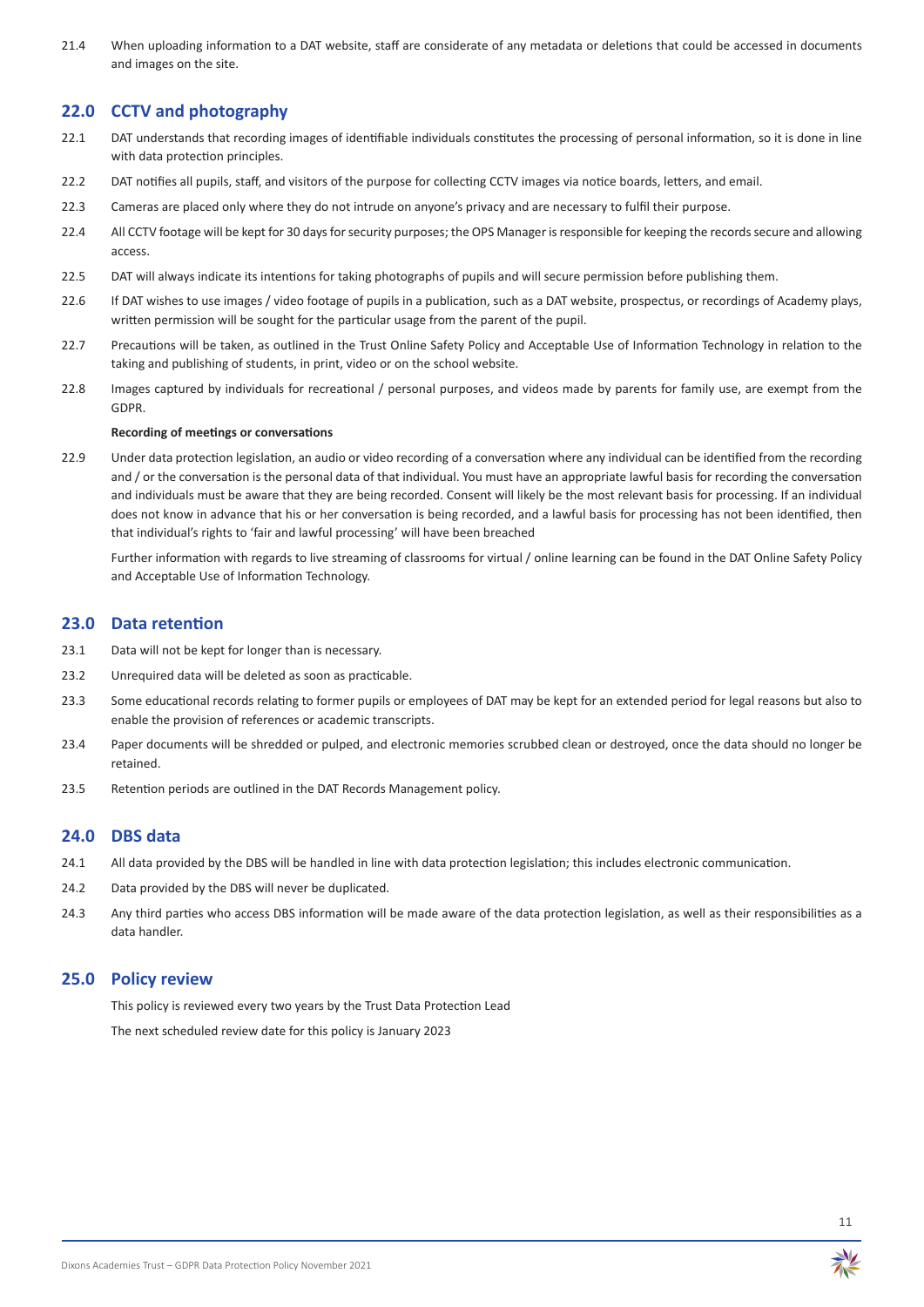21.4 When uploading information to a DAT website, staff are considerate of any metadata or deletions that could be accessed in documents and images on the site.

## 22.0 CCTV and photography

22.1 DAT understands that recording images of identifiable individuals constitutes the processing of personal information, so it is done in line with data protection principles.

22.2 DAT notifies all pupils, staff, and visitors of the purpose for collecting CCTV images via notice boards, letters, and email.

22.3 Cameras are placed only where they do not intrude on anyone's privacy and are necessary to fulfil their purpose.

22.4 All CCTV footage will be kept for 30 days for security purposes; the OPS Manager is responsible for keeping the records secure and allowing access.

22.5 DAT will always indicate its intentions for taking photographs of pupils and will secure permission before publishing them.

22.6 If DAT wishes to use images / video footage of pupils in a publication, such as a DAT website, prospectus, or recordings of Academy plays, written permission will be sought for the particular usage from the parent of the pupil.

22.7 Precautions will be taken, as outlined in the Trust Online Safety Policy and Acceptable Use of Information Technology in relation to the taking and publishing of students, in print, video or on the school website.

22.8 Images captured by individuals for recreational / personal purposes, and videos made by parents for family use, are exempt from the GDPR.

**Recording of meetings or conversations**

22.9 Under data protection legislation, an audio or video recording of a conversation where any individual can be identified from the recording and / or the conversation is the personal data of that individual. You must have an appropriate lawful basis for recording the conversation and individuals must be aware that they are being recorded. Consent will likely be the most relevant basis for processing. If an individual does not know in advance that his or her conversation is being recorded, and a lawful basis for processing has not been identified, then that individual's rights to 'fair and lawful processing' will have been breached

Further information with regards to live streaming of classrooms for virtual / online learning can be found in the DAT Online Safety Policy and Acceptable Use of Information Technology.

## 23.0 Data retention

23.1 Data will not be kept for longer than is necessary.

23.2 Unrequired data will be deleted as soon as practicable.

23.3 Some educational records relating to former pupils or employees of DAT may be kept for an extended period for legal reasons but also to enable the provision of references or academic transcripts.

23.4 Paper documents will be shredded or pulped, and electronic memories scrubbed clean or destroyed, once the data should no longer be retained.

23.5 Retention periods are outlined in the DAT Records Management policy.

## 24.0 DBS data

24.1 All data provided by the DBS will be handled in line with data protection legislation; this includes electronic communication.

24.2 Data provided by the DBS will never be duplicated.

24.3 Any third parties who access DBS information will be made aware of the data protection legislation, as well as their responsibilities as a data handler.

## 25.0 Policy review

This policy is reviewed every two years by the Trust Data Protection Lead

The next scheduled review date for this policy is January 2023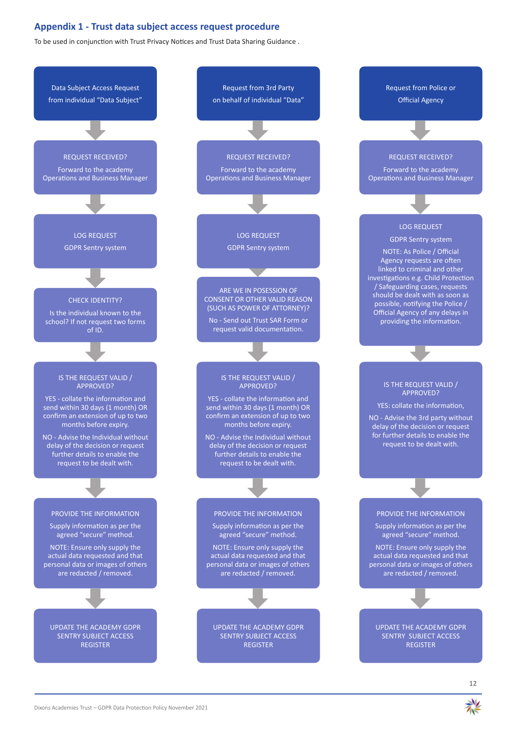## Appendix 1 - Trust data subject access request procedure

To be used in conjunction with Trust Privacy Notices and Trust Data Sharing Guidance .

### Data Subject Access Request from individual "Data Subject"

**REQUEST RECEIVED?**
Forward to the academy Operations and Business Manager

↓

**LOG REQUEST**
GDPR Sentry system

↓

**CHECK IDENTITY?**
Is the individual known to the school? If not request two forms of ID.

↓

**IS THE REQUEST VALID / APPROVED?**
YES - collate the information and send within 30 days (1 month) OR confirm an extension of up to two months before expiry.

NO - Advise the Individual without delay of the decision or request further details to enable the request to be dealt with.

↓

**PROVIDE THE INFORMATION**
Supply information as per the agreed "secure" method.

NOTE: Ensure only supply the actual data requested and that personal data or images of others are redacted / removed.

↓

**UPDATE THE ACADEMY GDPR SENTRY SUBJECT ACCESS REGISTER**

### Request from 3rd Party on behalf of individual "Data"

**REQUEST RECEIVED?**
Forward to the academy Operations and Business Manager

↓

**LOG REQUEST**
GDPR Sentry system

↓

**ARE WE IN POSESSION OF CONSENT OR OTHER VALID REASON (SUCH AS POWER OF ATTORNEY)?**
No - Send out Trust SAR Form or request valid documentation.

↓

**IS THE REQUEST VALID / APPROVED?**
YES - collate the information and send within 30 days (1 month) OR confirm an extension of up to two months before expiry.

NO - Advise the Individual without delay of the decision or request further details to enable the request to be dealt with.

↓

**PROVIDE THE INFORMATION**
Supply information as per the agreed "secure" method.

NOTE: Ensure only supply the actual data requested and that personal data or images of others are redacted / removed.

↓

**UPDATE THE ACADEMY GDPR SENTRY SUBJECT ACCESS REGISTER**

### Request from Police or Official Agency

**REQUEST RECEIVED?**
Forward to the academy Operations and Business Manager

↓

**LOG REQUEST**
GDPR Sentry system

NOTE: As Police / Official Agency requests are often linked to criminal and other investigations e.g. Child Protection / Safeguarding cases, requests should be dealt with as soon as possible, notifying the Police / Official Agency of any delays in providing the information.

↓

**IS THE REQUEST VALID / APPROVED?**
YES: collate the information,

NO - Advise the 3rd party without delay of the decision or request for further details to enable the request to be dealt with.

↓

**PROVIDE THE INFORMATION**
Supply information as per the agreed "secure" method.

NOTE: Ensure only supply the actual data requested and that personal data or images of others are redacted / removed.

↓

**UPDATE THE ACADEMY GDPR SENTRY SUBJECT ACCESS REGISTER**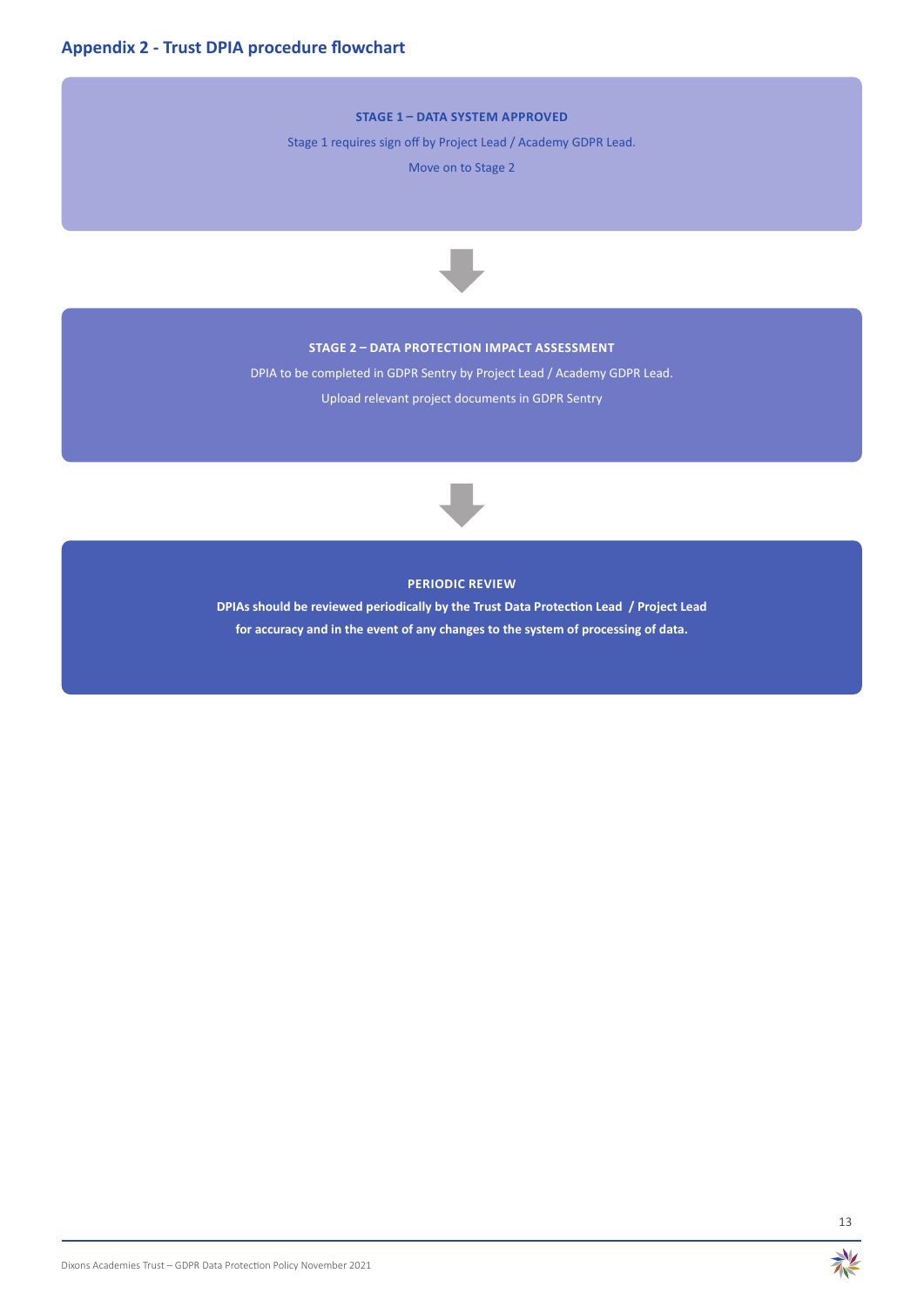## Appendix 2 - Trust DPIA procedure flowchart

**STAGE 1 – DATA SYSTEM APPROVED**

Stage 1 requires sign off by Project Lead / Academy GDPR Lead.

Move on to Stage 2

↓

**STAGE 2 – DATA PROTECTION IMPACT ASSESSMENT**

DPIA to be completed in GDPR Sentry by Project Lead / Academy GDPR Lead.

Upload relevant project documents in GDPR Sentry

↓

**PERIODIC REVIEW**

**DPIAs should be reviewed periodically by the Trust Data Protection Lead / Project Lead for accuracy and in the event of any changes to the system of processing of data.**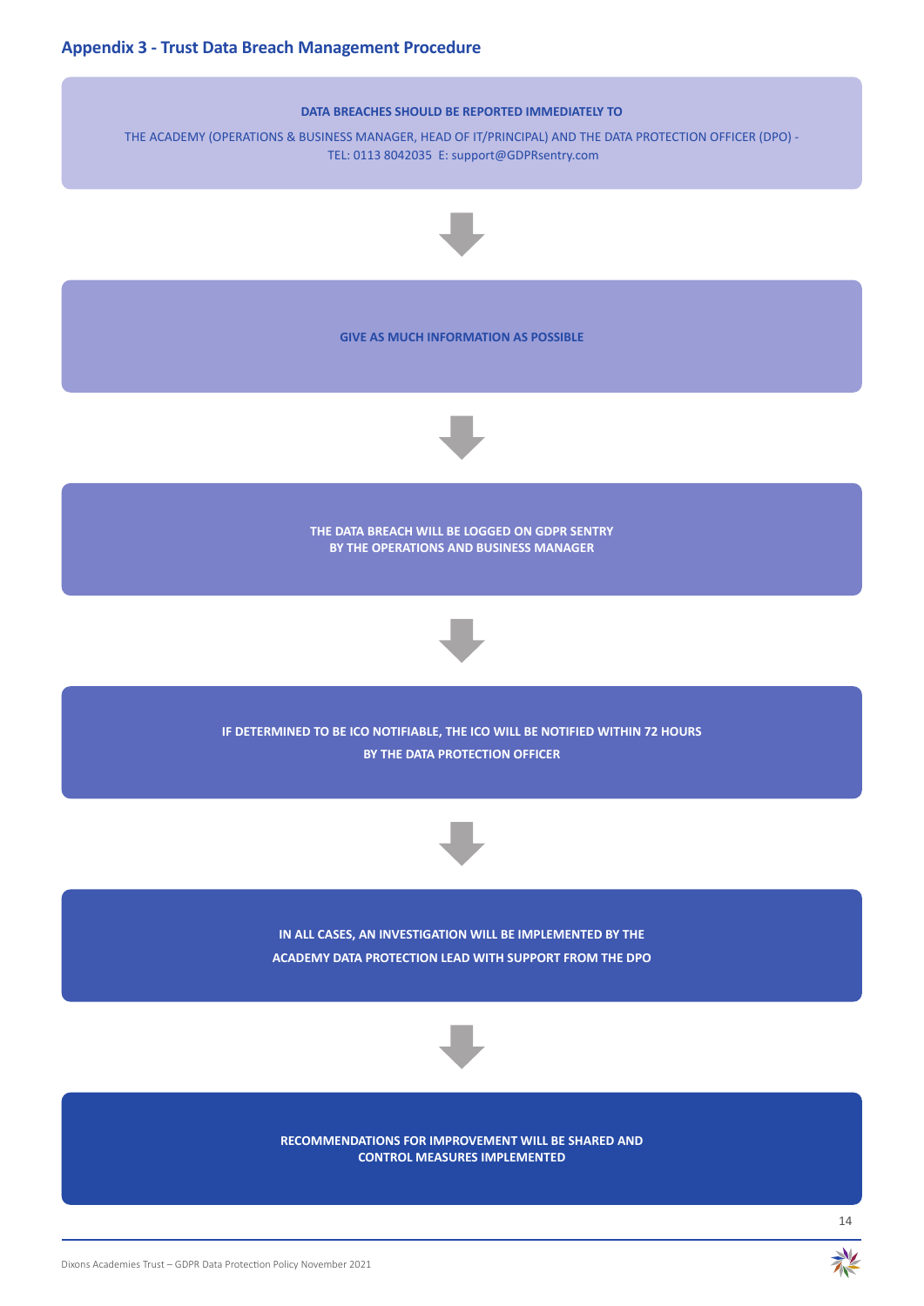## Appendix 3 - Trust Data Breach Management Procedure

**DATA BREACHES SHOULD BE REPORTED IMMEDIATELY TO**

THE ACADEMY (OPERATIONS & BUSINESS MANAGER, HEAD OF IT/PRINCIPAL) AND THE DATA PROTECTION OFFICER (DPO) - TEL: 0113 8042035 E: support@GDPRsentry.com

↓

**GIVE AS MUCH INFORMATION AS POSSIBLE**

↓

**THE DATA BREACH WILL BE LOGGED ON GDPR SENTRY BY THE OPERATIONS AND BUSINESS MANAGER**

↓

**IF DETERMINED TO BE ICO NOTIFIABLE, THE ICO WILL BE NOTIFIED WITHIN 72 HOURS BY THE DATA PROTECTION OFFICER**

↓

**IN ALL CASES, AN INVESTIGATION WILL BE IMPLEMENTED BY THE ACADEMY DATA PROTECTION LEAD WITH SUPPORT FROM THE DPO**

↓

**RECOMMENDATIONS FOR IMPROVEMENT WILL BE SHARED AND CONTROL MEASURES IMPLEMENTED**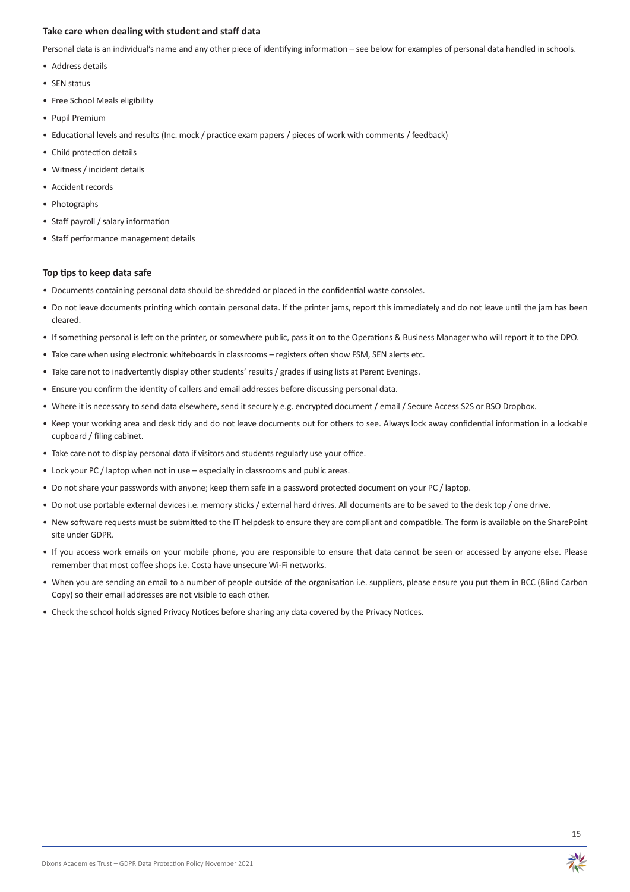### Take care when dealing with student and staff data

Personal data is an individual's name and any other piece of identifying information – see below for examples of personal data handled in schools.

- Address details
- SEN status
- Free School Meals eligibility
- Pupil Premium
- Educational levels and results (Inc. mock / practice exam papers / pieces of work with comments / feedback)
- Child protection details
- Witness / incident details
- Accident records
- Photographs
- Staff payroll / salary information
- Staff performance management details

### Top tips to keep data safe

- Documents containing personal data should be shredded or placed in the confidential waste consoles.
- Do not leave documents printing which contain personal data. If the printer jams, report this immediately and do not leave until the jam has been cleared.
- If something personal is left on the printer, or somewhere public, pass it on to the Operations & Business Manager who will report it to the DPO.
- Take care when using electronic whiteboards in classrooms – registers often show FSM, SEN alerts etc.
- Take care not to inadvertently display other students' results / grades if using lists at Parent Evenings.
- Ensure you confirm the identity of callers and email addresses before discussing personal data.
- Where it is necessary to send data elsewhere, send it securely e.g. encrypted document / email / Secure Access S2S or BSO Dropbox.
- Keep your working area and desk tidy and do not leave documents out for others to see. Always lock away confidential information in a lockable cupboard / filing cabinet.
- Take care not to display personal data if visitors and students regularly use your office.
- Lock your PC / laptop when not in use – especially in classrooms and public areas.
- Do not share your passwords with anyone; keep them safe in a password protected document on your PC / laptop.
- Do not use portable external devices i.e. memory sticks / external hard drives. All documents are to be saved to the desk top / one drive.
- New software requests must be submitted to the IT helpdesk to ensure they are compliant and compatible. The form is available on the SharePoint site under GDPR.
- If you access work emails on your mobile phone, you are responsible to ensure that data cannot be seen or accessed by anyone else. Please remember that most coffee shops i.e. Costa have unsecure Wi-Fi networks.
- When you are sending an email to a number of people outside of the organisation i.e. suppliers, please ensure you put them in BCC (Blind Carbon Copy) so their email addresses are not visible to each other.
- Check the school holds signed Privacy Notices before sharing any data covered by the Privacy Notices.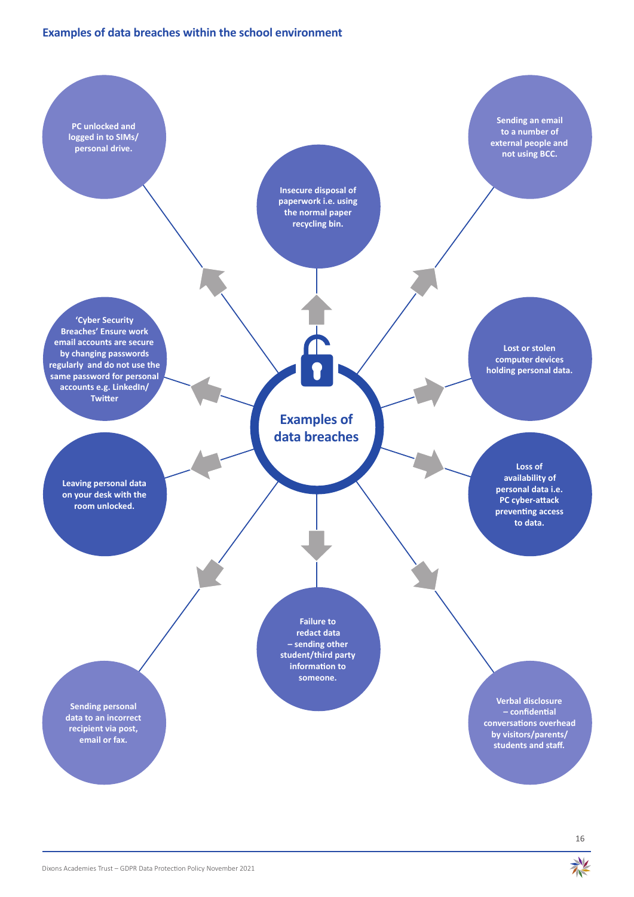## Examples of data breaches within the school environment

**Examples of data breaches**

- PC unlocked and logged in to SIMs/ personal drive.
- Insecure disposal of paperwork i.e. using the normal paper recycling bin.
- Sending an email to a number of external people and not using BCC.
- 'Cyber Security Breaches' Ensure work email accounts are secure by changing passwords regularly and do not use the same password for personal accounts e.g. LinkedIn/ Twitter
- Lost or stolen computer devices holding personal data.
- Leaving personal data on your desk with the room unlocked.
- Loss of availability of personal data i.e. PC cyber-attack preventing access to data.
- Sending personal data to an incorrect recipient via post, email or fax.
- Failure to redact data – sending other student/third party information to someone.
- Verbal disclosure – confidential conversations overhead by visitors/parents/ students and staff.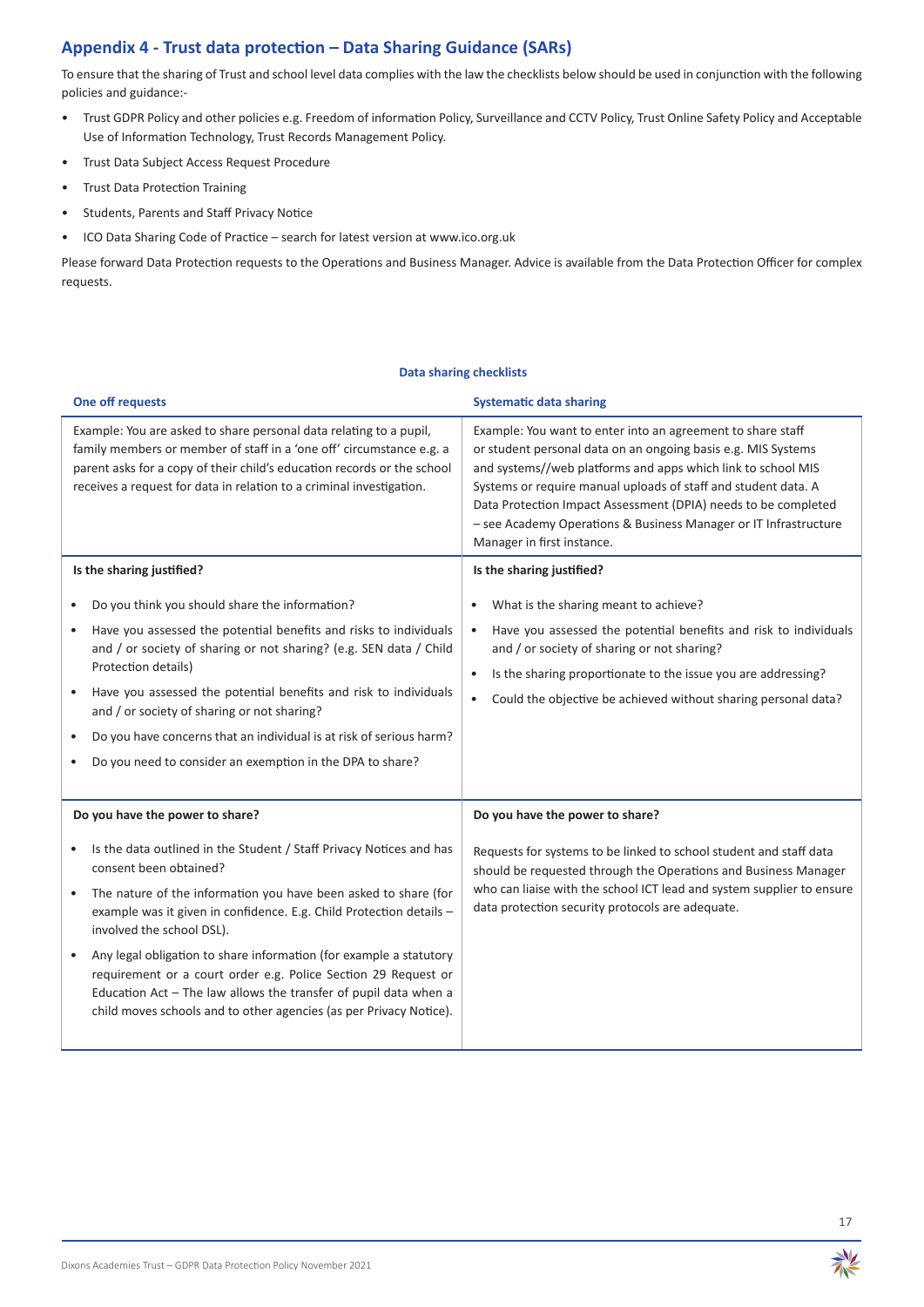## Appendix 4 - Trust data protection – Data Sharing Guidance (SARs)

To ensure that the sharing of Trust and school level data complies with the law the checklists below should be used in conjunction with the following policies and guidance:-

- Trust GDPR Policy and other policies e.g. Freedom of information Policy, Surveillance and CCTV Policy, Trust Online Safety Policy and Acceptable Use of Information Technology, Trust Records Management Policy.
- Trust Data Subject Access Request Procedure
- Trust Data Protection Training
- Students, Parents and Staff Privacy Notice
- ICO Data Sharing Code of Practice – search for latest version at www.ico.org.uk

Please forward Data Protection requests to the Operations and Business Manager. Advice is available from the Data Protection Officer for complex requests.

**Data sharing checklists**

| One off requests | Systematic data sharing |
|---|---|
| Example: You are asked to share personal data relating to a pupil, family members or member of staff in a 'one off' circumstance e.g. a parent asks for a copy of their child's education records or the school receives a request for data in relation to a criminal investigation. | Example: You want to enter into an agreement to share staff or student personal data on an ongoing basis e.g. MIS Systems and systems//web platforms and apps which link to school MIS Systems or require manual uploads of staff and student data. A Data Protection Impact Assessment (DPIA) needs to be completed – see Academy Operations & Business Manager or IT Infrastructure Manager in first instance. |
| **Is the sharing justified?**<br><br>• Do you think you should share the information?<br>• Have you assessed the potential benefits and risks to individuals and / or society of sharing or not sharing? (e.g. SEN data / Child Protection details)<br>• Have you assessed the potential benefits and risk to individuals and / or society of sharing or not sharing?<br>• Do you have concerns that an individual is at risk of serious harm?<br>• Do you need to consider an exemption in the DPA to share? | **Is the sharing justified?**<br><br>• What is the sharing meant to achieve?<br>• Have you assessed the potential benefits and risk to individuals and / or society of sharing or not sharing?<br>• Is the sharing proportionate to the issue you are addressing?<br>• Could the objective be achieved without sharing personal data? |
| **Do you have the power to share?**<br><br>• Is the data outlined in the Student / Staff Privacy Notices and has consent been obtained?<br>• The nature of the information you have been asked to share (for example was it given in confidence. E.g. Child Protection details – involved the school DSL).<br>• Any legal obligation to share information (for example a statutory requirement or a court order e.g. Police Section 29 Request or Education Act – The law allows the transfer of pupil data when a child moves schools and to other agencies (as per Privacy Notice). | **Do you have the power to share?**<br><br>Requests for systems to be linked to school student and staff data should be requested through the Operations and Business Manager who can liaise with the school ICT lead and system supplier to ensure data protection security protocols are adequate. |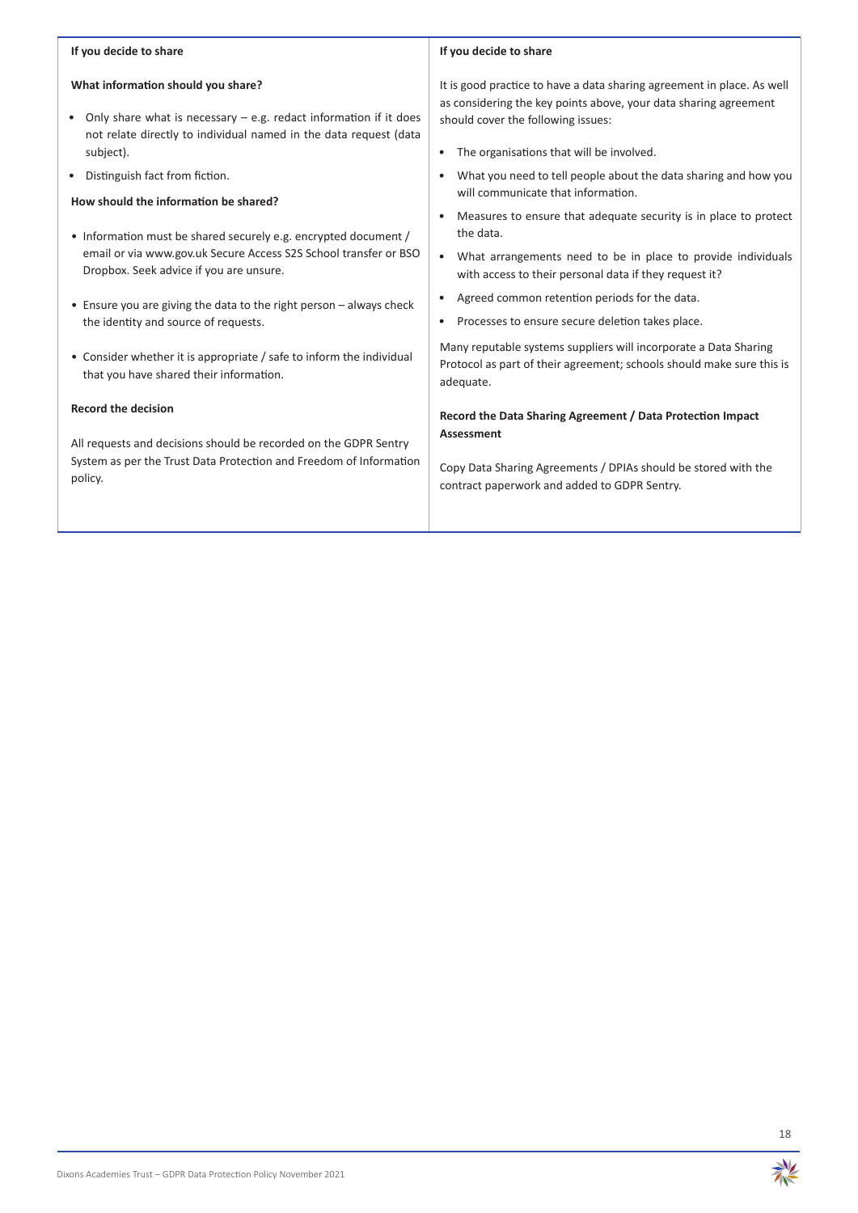**If you decide to share**

**What information should you share?**

- Only share what is necessary – e.g. redact information if it does not relate directly to individual named in the data request (data subject).
- Distinguish fact from fiction.

**How should the information be shared?**

- Information must be shared securely e.g. encrypted document / email or via www.gov.uk Secure Access S2S School transfer or BSO Dropbox. Seek advice if you are unsure.
- Ensure you are giving the data to the right person – always check the identity and source of requests.
- Consider whether it is appropriate / safe to inform the individual that you have shared their information.

**Record the decision**

All requests and decisions should be recorded on the GDPR Sentry System as per the Trust Data Protection and Freedom of Information policy.

**If you decide to share**

It is good practice to have a data sharing agreement in place. As well as considering the key points above, your data sharing agreement should cover the following issues:

- The organisations that will be involved.
- What you need to tell people about the data sharing and how you will communicate that information.
- Measures to ensure that adequate security is in place to protect the data.
- What arrangements need to be in place to provide individuals with access to their personal data if they request it?
- Agreed common retention periods for the data.
- Processes to ensure secure deletion takes place.

Many reputable systems suppliers will incorporate a Data Sharing Protocol as part of their agreement; schools should make sure this is adequate.

**Record the Data Sharing Agreement / Data Protection Impact Assessment**

Copy Data Sharing Agreements / DPIAs should be stored with the contract paperwork and added to GDPR Sentry.